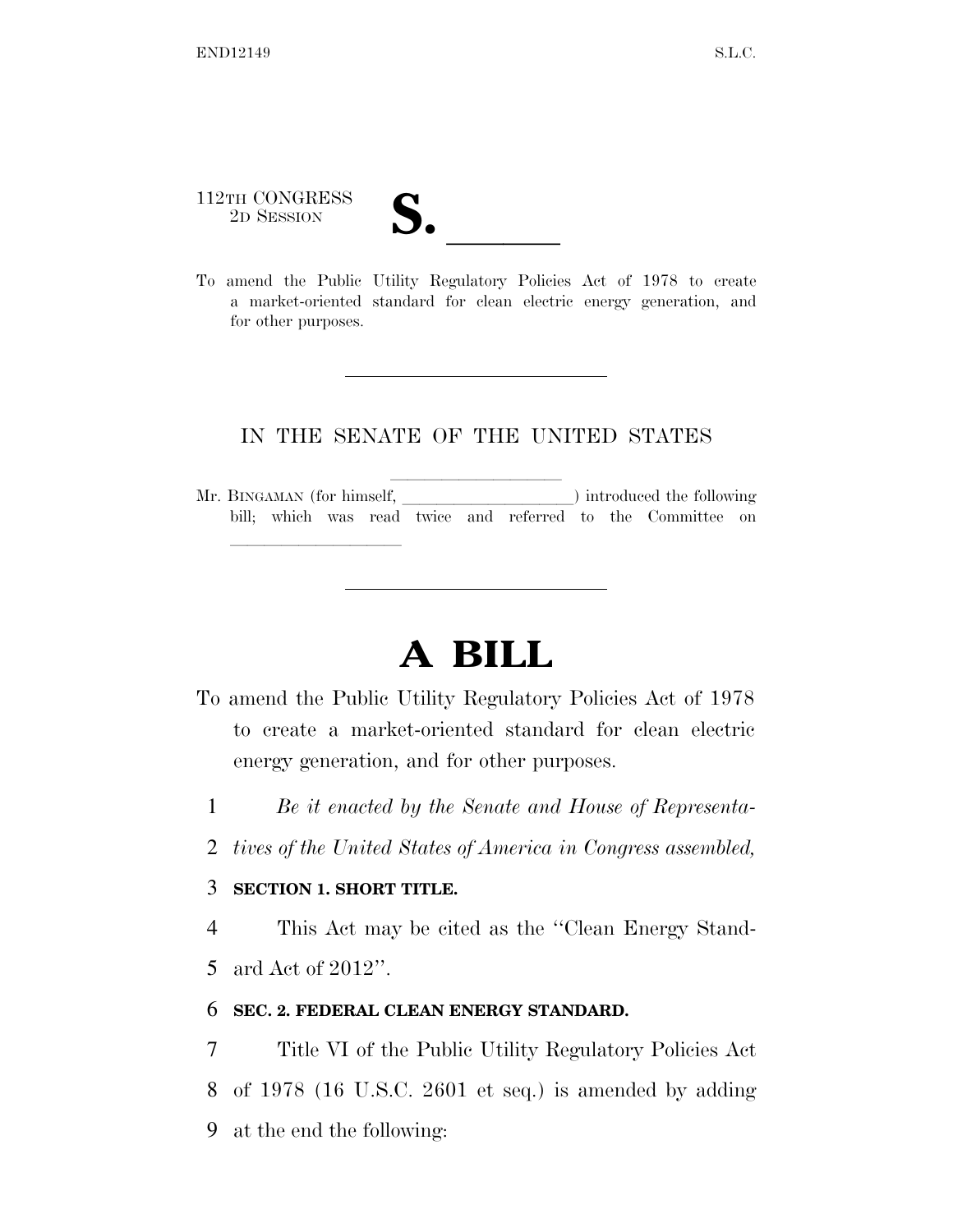112TH CONGRESS
2D SESSION

# S. ______

To amend the Public Utility Regulatory Policies Act of 1978 to create a market-oriented standard for clean electric energy generation, and for other purposes.

---

IN THE SENATE OF THE UNITED STATES

Mr. BINGAMAN (for himself, ____________________) introduced the following bill; which was read twice and referred to the Committee on ____________________

---

# A BILL

To amend the Public Utility Regulatory Policies Act of 1978 to create a market-oriented standard for clean electric energy generation, and for other purposes.

1 *Be it enacted by the Senate and House of Representa-*
2 *tives of the United States of America in Congress assembled,*

3 **SECTION 1. SHORT TITLE.**

4 This Act may be cited as the ''Clean Energy Stand-
5 ard Act of 2012''.

6 **SEC. 2. FEDERAL CLEAN ENERGY STANDARD.**

7 Title VI of the Public Utility Regulatory Policies Act
8 of 1978 (16 U.S.C. 2601 et seq.) is amended by adding
9 at the end the following: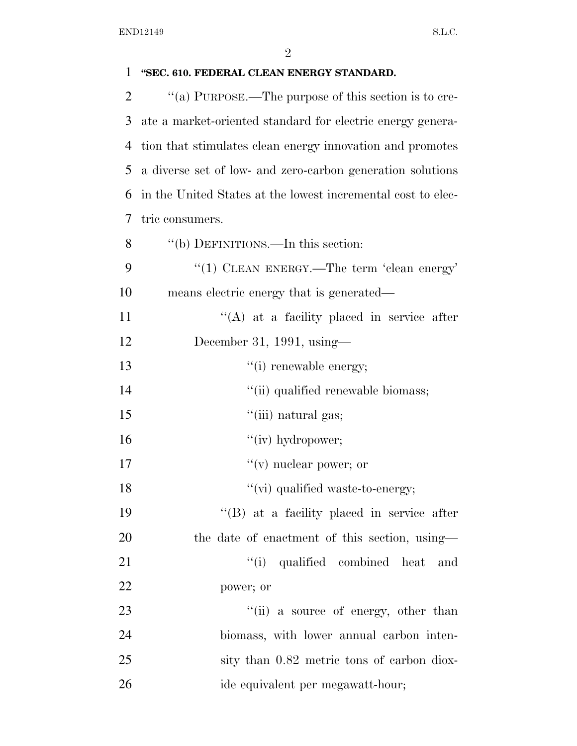**"SEC. 610. FEDERAL CLEAN ENERGY STANDARD.**

"(a) PURPOSE.—The purpose of this section is to create a market-oriented standard for electric energy generation that stimulates clean energy innovation and promotes a diverse set of low- and zero-carbon generation solutions in the United States at the lowest incremental cost to electric consumers.

"(b) DEFINITIONS.—In this section:

"(1) CLEAN ENERGY.—The term 'clean energy' means electric energy that is generated—

"(A) at a facility placed in service after December 31, 1991, using—

"(i) renewable energy;

"(ii) qualified renewable biomass;

"(iii) natural gas;

"(iv) hydropower;

"(v) nuclear power; or

"(vi) qualified waste-to-energy;

"(B) at a facility placed in service after the date of enactment of this section, using—

"(i) qualified combined heat and power; or

"(ii) a source of energy, other than biomass, with lower annual carbon intensity than 0.82 metric tons of carbon dioxide equivalent per megawatt-hour;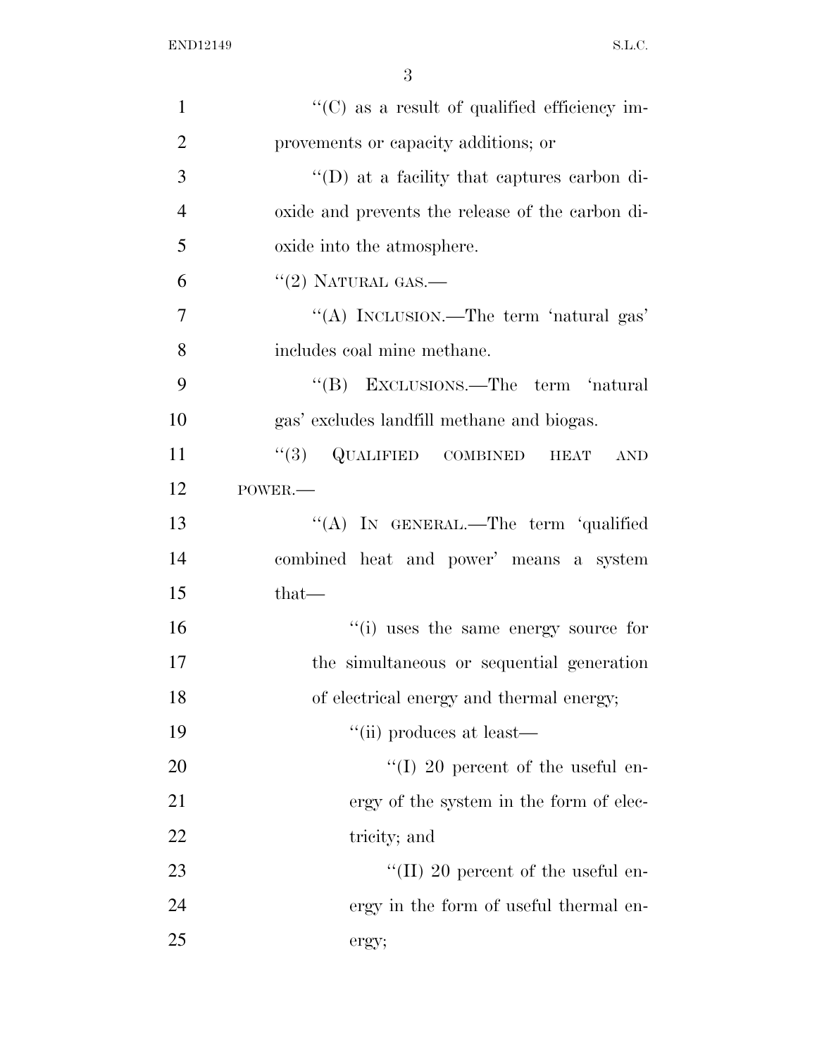''(C) as a result of qualified efficiency improvements or capacity additions; or

''(D) at a facility that captures carbon dioxide and prevents the release of the carbon dioxide into the atmosphere.

''(2) NATURAL GAS.—

''(A) INCLUSION.—The term 'natural gas' includes coal mine methane.

''(B) EXCLUSIONS.—The term 'natural gas' excludes landfill methane and biogas.

''(3) QUALIFIED COMBINED HEAT AND POWER.—

''(A) IN GENERAL.—The term 'qualified combined heat and power' means a system that—

''(i) uses the same energy source for the simultaneous or sequential generation of electrical energy and thermal energy;

''(ii) produces at least—

''(I) 20 percent of the useful energy of the system in the form of electricity; and

''(II) 20 percent of the useful energy in the form of useful thermal energy;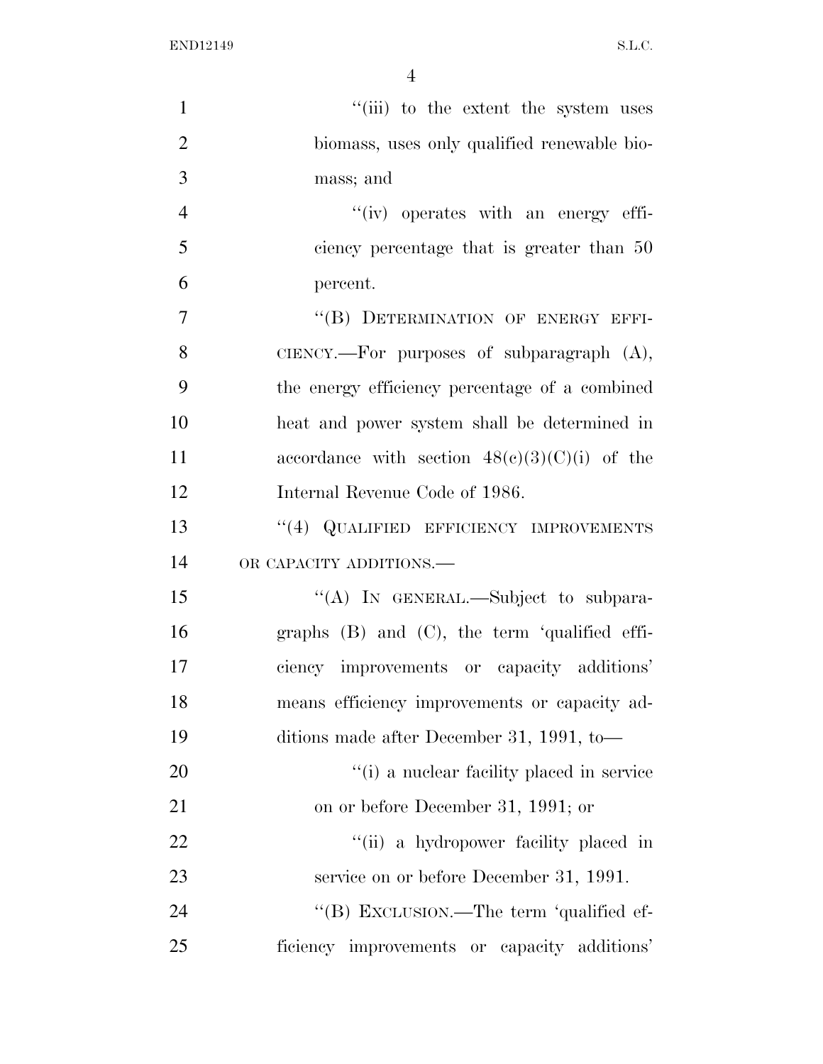"(iii) to the extent the system uses biomass, uses only qualified renewable biomass; and

"(iv) operates with an energy efficiency percentage that is greater than 50 percent.

"(B) DETERMINATION OF ENERGY EFFICIENCY.—For purposes of subparagraph (A), the energy efficiency percentage of a combined heat and power system shall be determined in accordance with section 48(c)(3)(C)(i) of the Internal Revenue Code of 1986.

"(4) QUALIFIED EFFICIENCY IMPROVEMENTS OR CAPACITY ADDITIONS.—

"(A) IN GENERAL.—Subject to subparagraphs (B) and (C), the term 'qualified efficiency improvements or capacity additions' means efficiency improvements or capacity additions made after December 31, 1991, to—

"(i) a nuclear facility placed in service on or before December 31, 1991; or

"(ii) a hydropower facility placed in service on or before December 31, 1991.

"(B) EXCLUSION.—The term 'qualified efficiency improvements or capacity additions'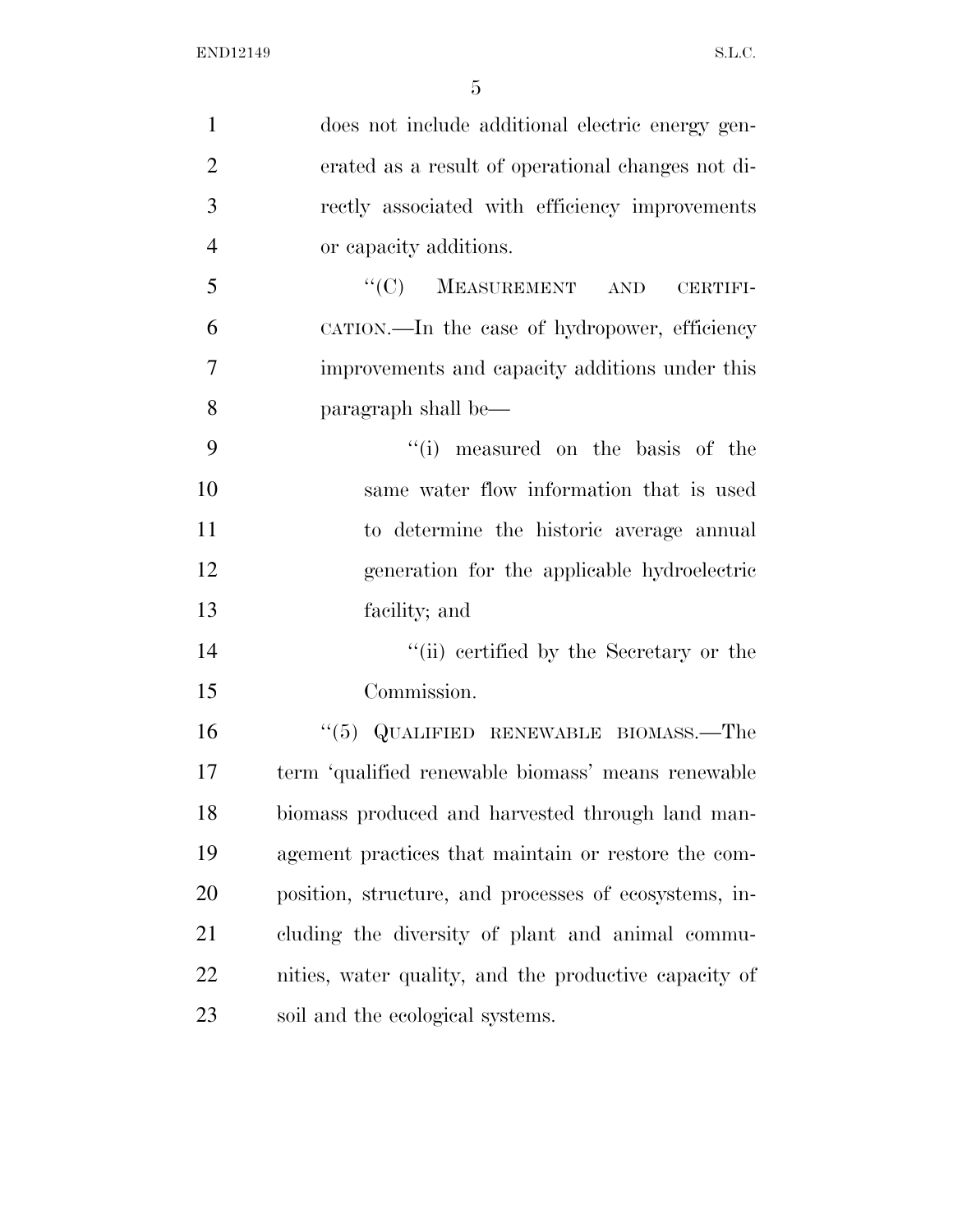does not include additional electric energy generated as a result of operational changes not directly associated with efficiency improvements or capacity additions.

"(C) MEASUREMENT AND CERTIFICATION.—In the case of hydropower, efficiency improvements and capacity additions under this paragraph shall be—

"(i) measured on the basis of the same water flow information that is used to determine the historic average annual generation for the applicable hydroelectric facility; and

"(ii) certified by the Secretary or the Commission.

"(5) QUALIFIED RENEWABLE BIOMASS.—The term 'qualified renewable biomass' means renewable biomass produced and harvested through land management practices that maintain or restore the composition, structure, and processes of ecosystems, including the diversity of plant and animal communities, water quality, and the productive capacity of soil and the ecological systems.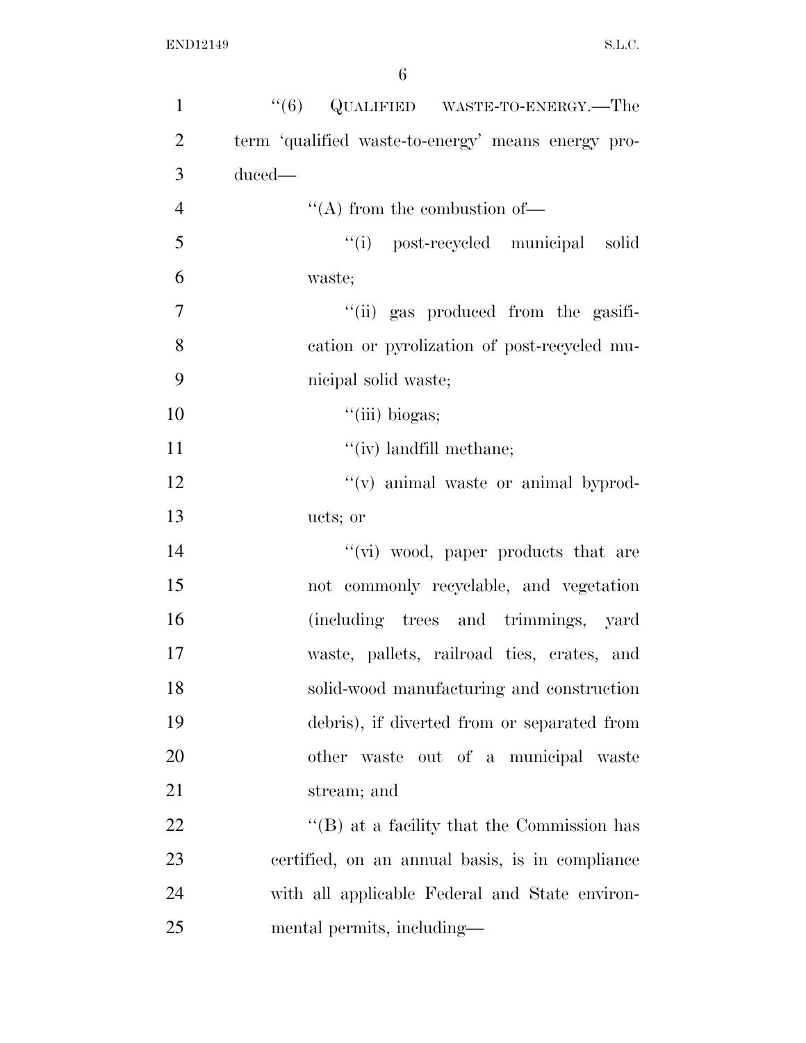"(6) QUALIFIED WASTE-TO-ENERGY.—The term 'qualified waste-to-energy' means energy produced—

"(A) from the combustion of—

"(i) post-recycled municipal solid waste;

"(ii) gas produced from the gasification or pyrolization of post-recycled municipal solid waste;

"(iii) biogas;

"(iv) landfill methane;

"(v) animal waste or animal byproducts; or

"(vi) wood, paper products that are not commonly recyclable, and vegetation (including trees and trimmings, yard waste, pallets, railroad ties, crates, and solid-wood manufacturing and construction debris), if diverted from or separated from other waste out of a municipal waste stream; and

"(B) at a facility that the Commission has certified, on an annual basis, is in compliance with all applicable Federal and State environmental permits, including—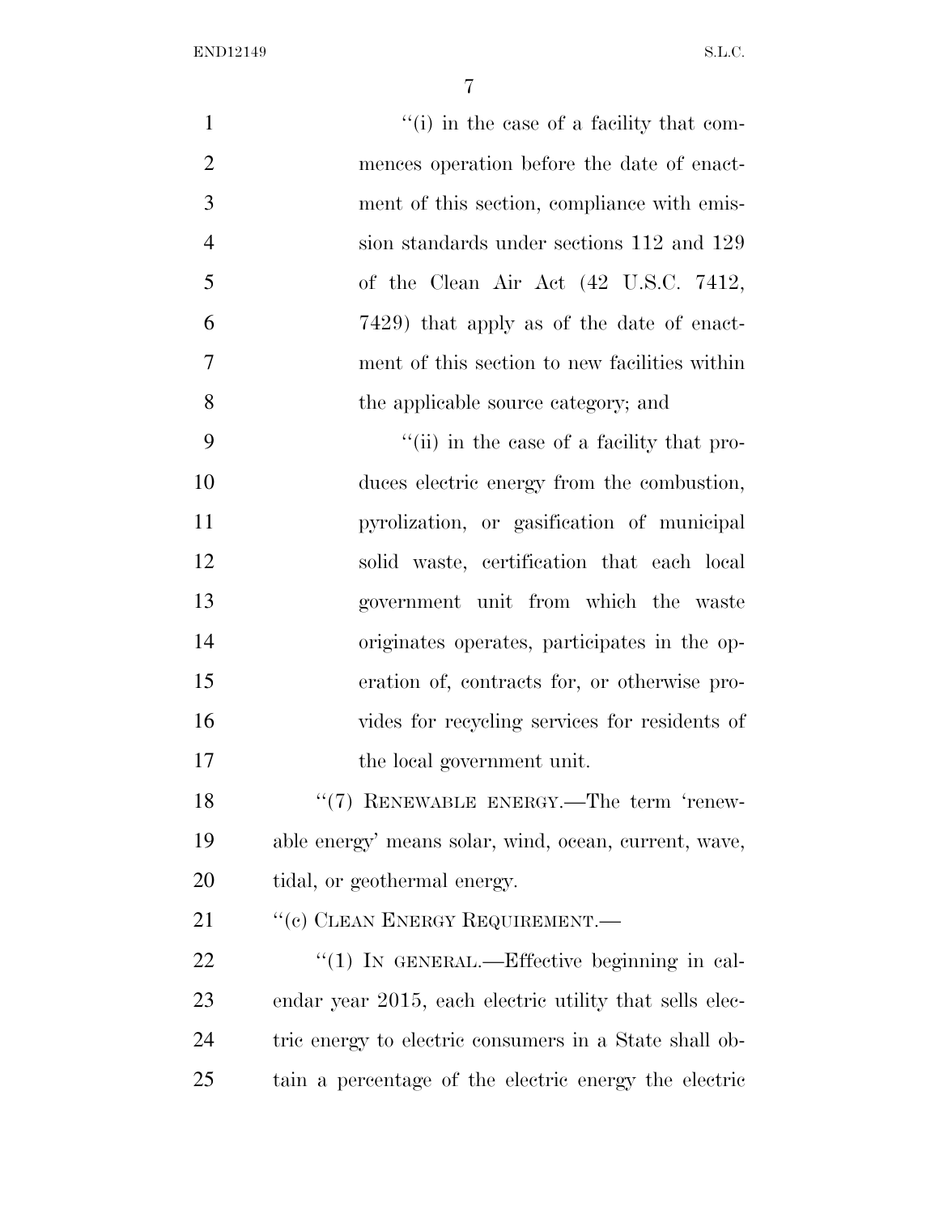''(i) in the case of a facility that commences operation before the date of enactment of this section, compliance with emission standards under sections 112 and 129 of the Clean Air Act (42 U.S.C. 7412, 7429) that apply as of the date of enactment of this section to new facilities within the applicable source category; and

''(ii) in the case of a facility that produces electric energy from the combustion, pyrolization, or gasification of municipal solid waste, certification that each local government unit from which the waste originates operates, participates in the operation of, contracts for, or otherwise provides for recycling services for residents of the local government unit.

''(7) RENEWABLE ENERGY.—The term 'renewable energy' means solar, wind, ocean, current, wave, tidal, or geothermal energy.

''(c) CLEAN ENERGY REQUIREMENT.—

''(1) IN GENERAL.—Effective beginning in calendar year 2015, each electric utility that sells electric energy to electric consumers in a State shall obtain a percentage of the electric energy the electric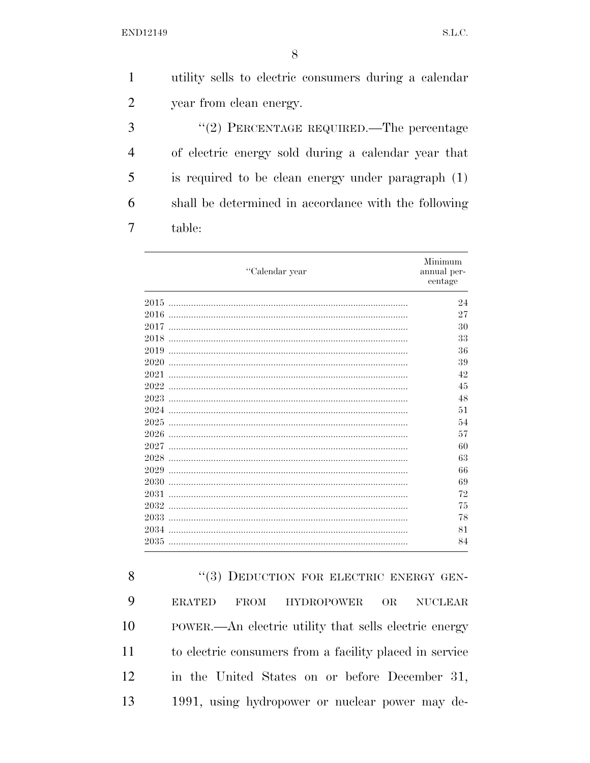utility sells to electric consumers during a calendar year from clean energy.

"(2) PERCENTAGE REQUIRED.—The percentage of electric energy sold during a calendar year that is required to be clean energy under paragraph (1) shall be determined in accordance with the following table:

| "Calendar year | Minimum annual percentage |
|---|---|
| 2015 | 24 |
| 2016 | 27 |
| 2017 | 30 |
| 2018 | 33 |
| 2019 | 36 |
| 2020 | 39 |
| 2021 | 42 |
| 2022 | 45 |
| 2023 | 48 |
| 2024 | 51 |
| 2025 | 54 |
| 2026 | 57 |
| 2027 | 60 |
| 2028 | 63 |
| 2029 | 66 |
| 2030 | 69 |
| 2031 | 72 |
| 2032 | 75 |
| 2033 | 78 |
| 2034 | 81 |
| 2035 | 84 |

"(3) DEDUCTION FOR ELECTRIC ENERGY GENERATED FROM HYDROPOWER OR NUCLEAR POWER.—An electric utility that sells electric energy to electric consumers from a facility placed in service in the United States on or before December 31, 1991, using hydropower or nuclear power may de-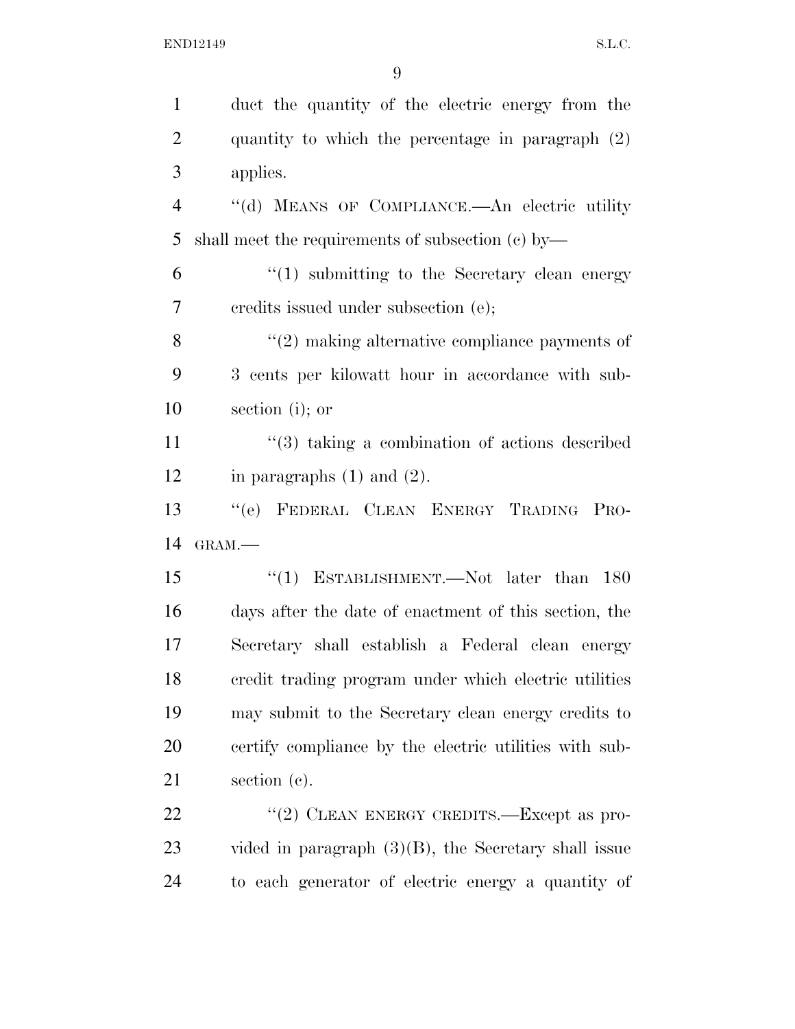duct the quantity of the electric energy from the quantity to which the percentage in paragraph (2) applies.

"(d) MEANS OF COMPLIANCE.—An electric utility shall meet the requirements of subsection (c) by—

"(1) submitting to the Secretary clean energy credits issued under subsection (e);

"(2) making alternative compliance payments of 3 cents per kilowatt hour in accordance with subsection (i); or

"(3) taking a combination of actions described in paragraphs (1) and (2).

"(e) FEDERAL CLEAN ENERGY TRADING PROGRAM.—

"(1) ESTABLISHMENT.—Not later than 180 days after the date of enactment of this section, the Secretary shall establish a Federal clean energy credit trading program under which electric utilities may submit to the Secretary clean energy credits to certify compliance by the electric utilities with subsection (c).

"(2) CLEAN ENERGY CREDITS.—Except as provided in paragraph (3)(B), the Secretary shall issue to each generator of electric energy a quantity of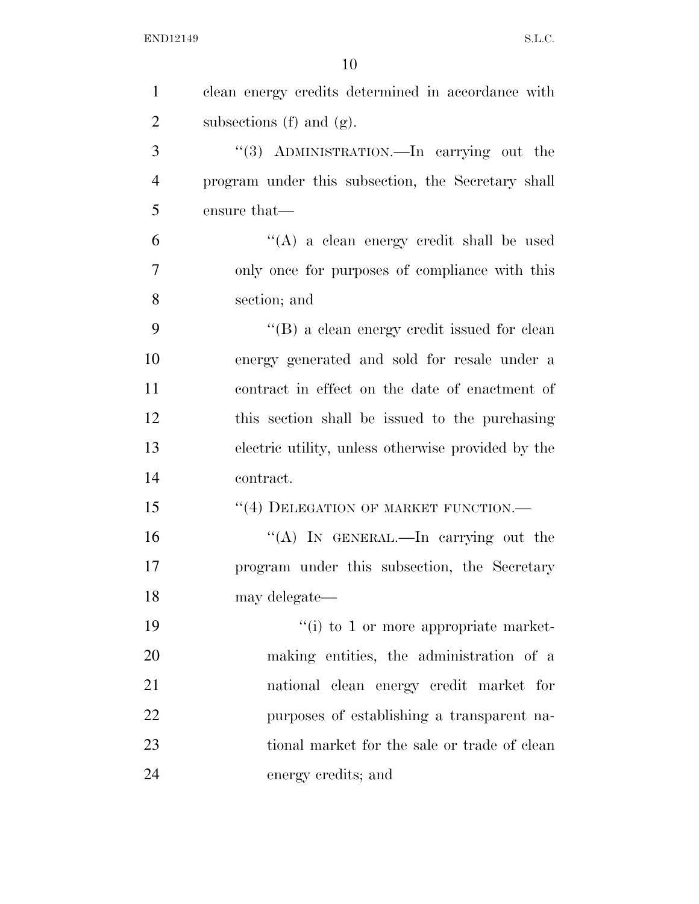clean energy credits determined in accordance with subsections (f) and (g).

"(3) ADMINISTRATION.—In carrying out the program under this subsection, the Secretary shall ensure that—

"(A) a clean energy credit shall be used only once for purposes of compliance with this section; and

"(B) a clean energy credit issued for clean energy generated and sold for resale under a contract in effect on the date of enactment of this section shall be issued to the purchasing electric utility, unless otherwise provided by the contract.

"(4) DELEGATION OF MARKET FUNCTION.—

"(A) IN GENERAL.—In carrying out the program under this subsection, the Secretary may delegate—

"(i) to 1 or more appropriate market-making entities, the administration of a national clean energy credit market for purposes of establishing a transparent national market for the sale or trade of clean energy credits; and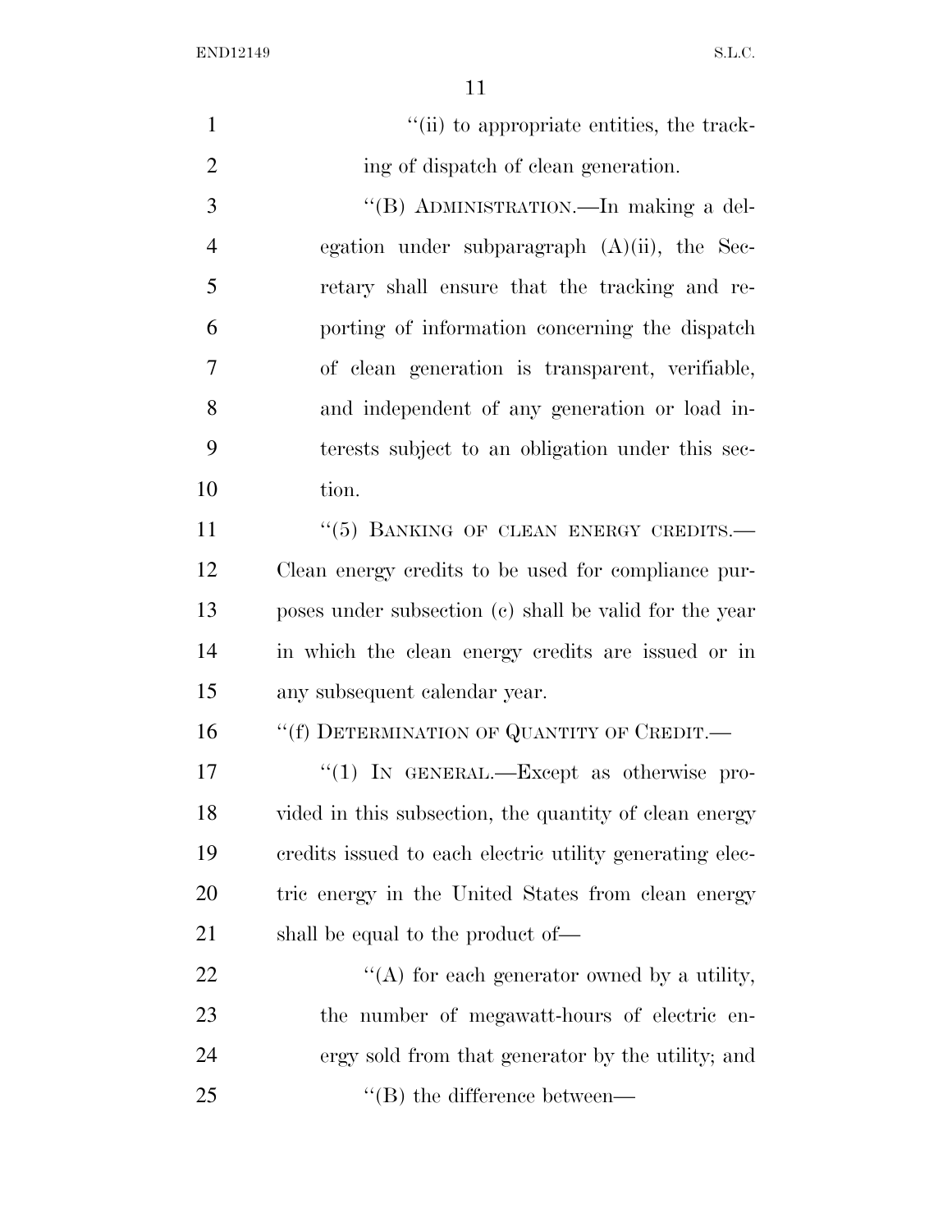"(ii) to appropriate entities, the tracking of dispatch of clean generation.

"(B) ADMINISTRATION.—In making a delegation under subparagraph (A)(ii), the Secretary shall ensure that the tracking and reporting of information concerning the dispatch of clean generation is transparent, verifiable, and independent of any generation or load interests subject to an obligation under this section.

"(5) BANKING OF CLEAN ENERGY CREDITS.—Clean energy credits to be used for compliance purposes under subsection (c) shall be valid for the year in which the clean energy credits are issued or in any subsequent calendar year.

"(f) DETERMINATION OF QUANTITY OF CREDIT.—

"(1) IN GENERAL.—Except as otherwise provided in this subsection, the quantity of clean energy credits issued to each electric utility generating electric energy in the United States from clean energy shall be equal to the product of—

"(A) for each generator owned by a utility, the number of megawatt-hours of electric energy sold from that generator by the utility; and

"(B) the difference between—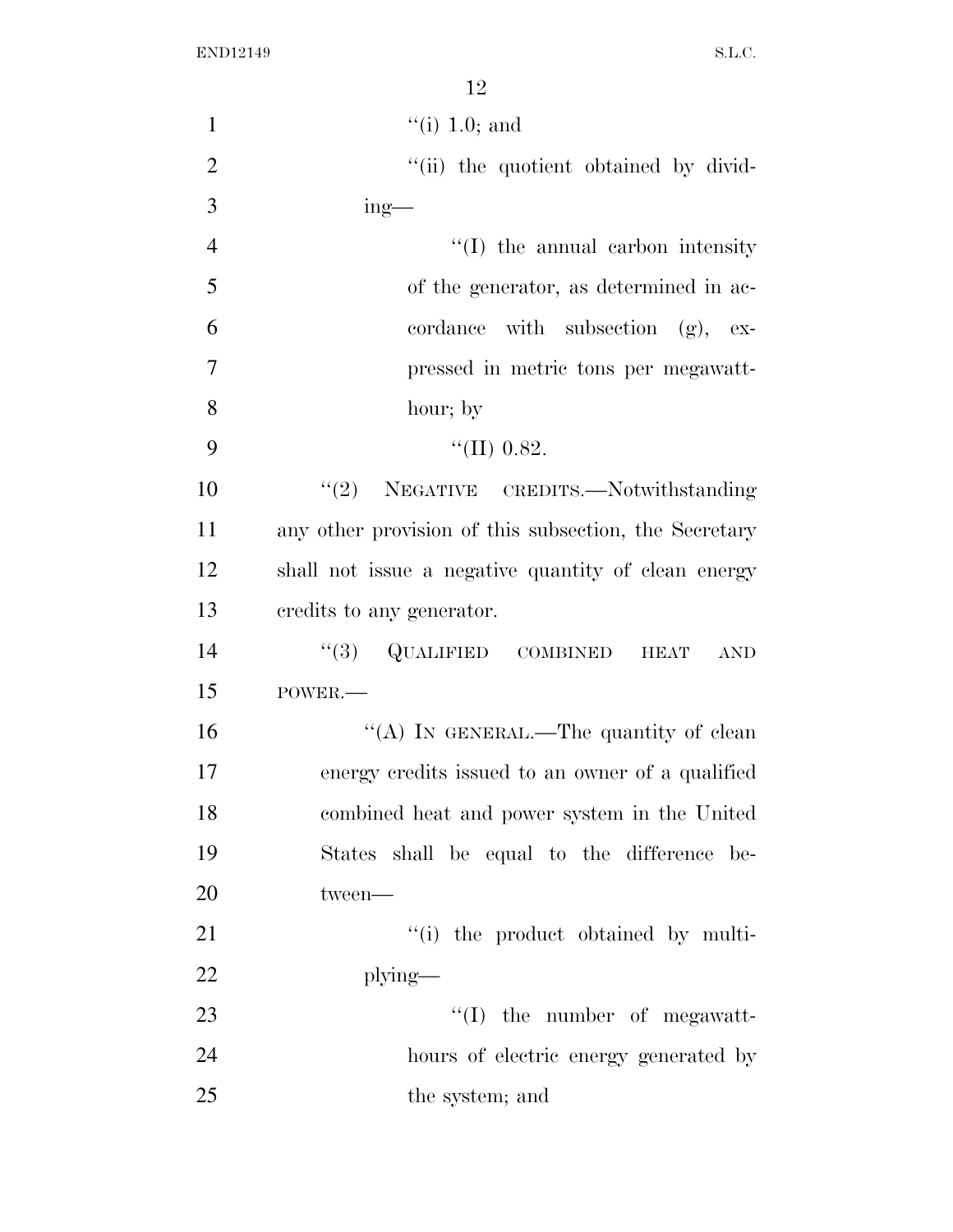"(i) 1.0; and

"(ii) the quotient obtained by dividing—

"(I) the annual carbon intensity of the generator, as determined in accordance with subsection (g), expressed in metric tons per megawatt-hour; by

"(II) 0.82.

"(2) NEGATIVE CREDITS.—Notwithstanding any other provision of this subsection, the Secretary shall not issue a negative quantity of clean energy credits to any generator.

"(3) QUALIFIED COMBINED HEAT AND POWER.—

"(A) IN GENERAL.—The quantity of clean energy credits issued to an owner of a qualified combined heat and power system in the United States shall be equal to the difference between—

"(i) the product obtained by multiplying—

"(I) the number of megawatt-hours of electric energy generated by the system; and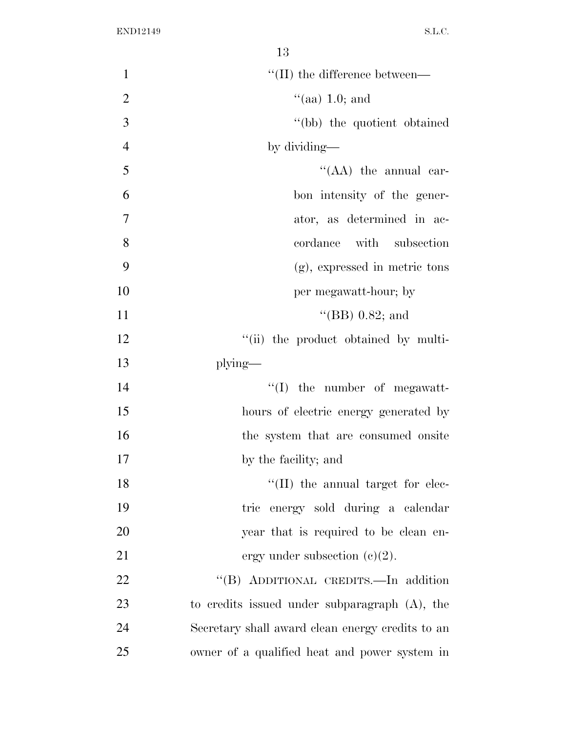"(II) the difference between—

"(aa) 1.0; and

"(bb) the quotient obtained by dividing—

"(AA) the annual carbon intensity of the generator, as determined in accordance with subsection (g), expressed in metric tons per megawatt-hour; by

"(BB) 0.82; and

"(ii) the product obtained by multiplying—

"(I) the number of megawatt-hours of electric energy generated by the system that are consumed onsite by the facility; and

"(II) the annual target for electric energy sold during a calendar year that is required to be clean energy under subsection (c)(2).

"(B) ADDITIONAL CREDITS.—In addition to credits issued under subparagraph (A), the Secretary shall award clean energy credits to an owner of a qualified heat and power system in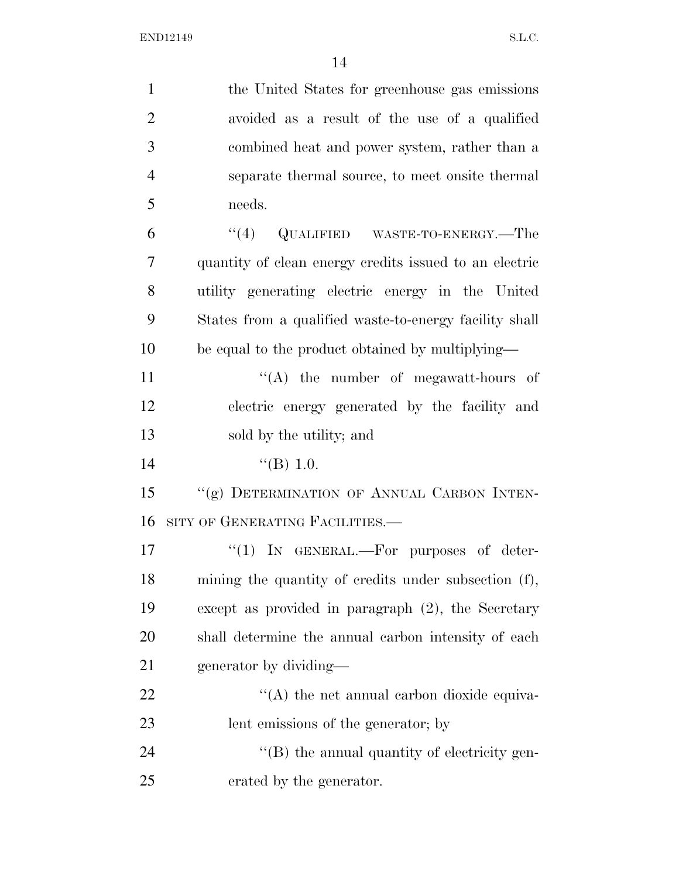the United States for greenhouse gas emissions avoided as a result of the use of a qualified combined heat and power system, rather than a separate thermal source, to meet onsite thermal needs.

"(4) QUALIFIED WASTE-TO-ENERGY.—The quantity of clean energy credits issued to an electric utility generating electric energy in the United States from a qualified waste-to-energy facility shall be equal to the product obtained by multiplying—

"(A) the number of megawatt-hours of electric energy generated by the facility and sold by the utility; and

"(B) 1.0.

"(g) DETERMINATION OF ANNUAL CARBON INTENSITY OF GENERATING FACILITIES.—

"(1) IN GENERAL.—For purposes of determining the quantity of credits under subsection (f), except as provided in paragraph (2), the Secretary shall determine the annual carbon intensity of each generator by dividing—

"(A) the net annual carbon dioxide equivalent emissions of the generator; by

"(B) the annual quantity of electricity generated by the generator.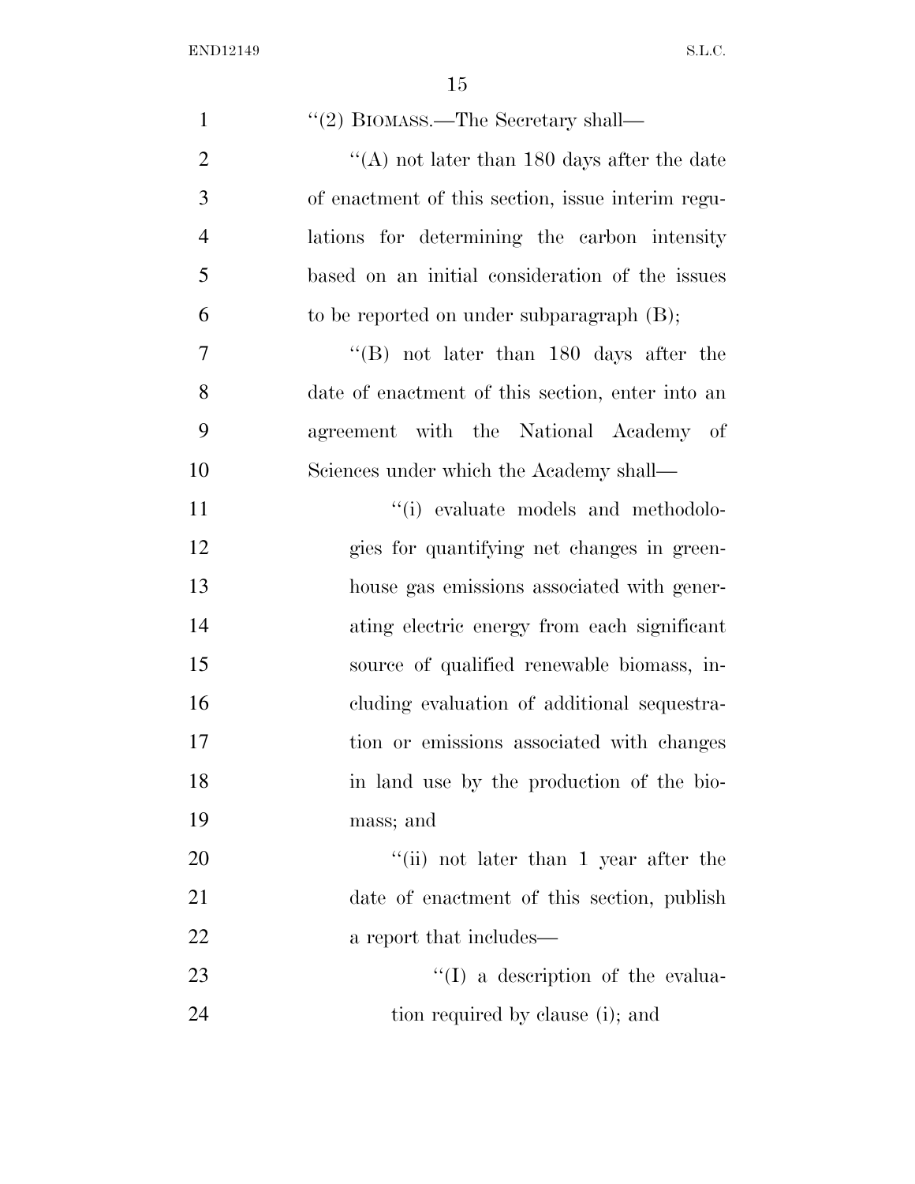''(2) BIOMASS.—The Secretary shall—

''(A) not later than 180 days after the date of enactment of this section, issue interim regulations for determining the carbon intensity based on an initial consideration of the issues to be reported on under subparagraph (B);

''(B) not later than 180 days after the date of enactment of this section, enter into an agreement with the National Academy of Sciences under which the Academy shall—

''(i) evaluate models and methodologies for quantifying net changes in greenhouse gas emissions associated with generating electric energy from each significant source of qualified renewable biomass, including evaluation of additional sequestration or emissions associated with changes in land use by the production of the biomass; and

''(ii) not later than 1 year after the date of enactment of this section, publish a report that includes—

''(I) a description of the evaluation required by clause (i); and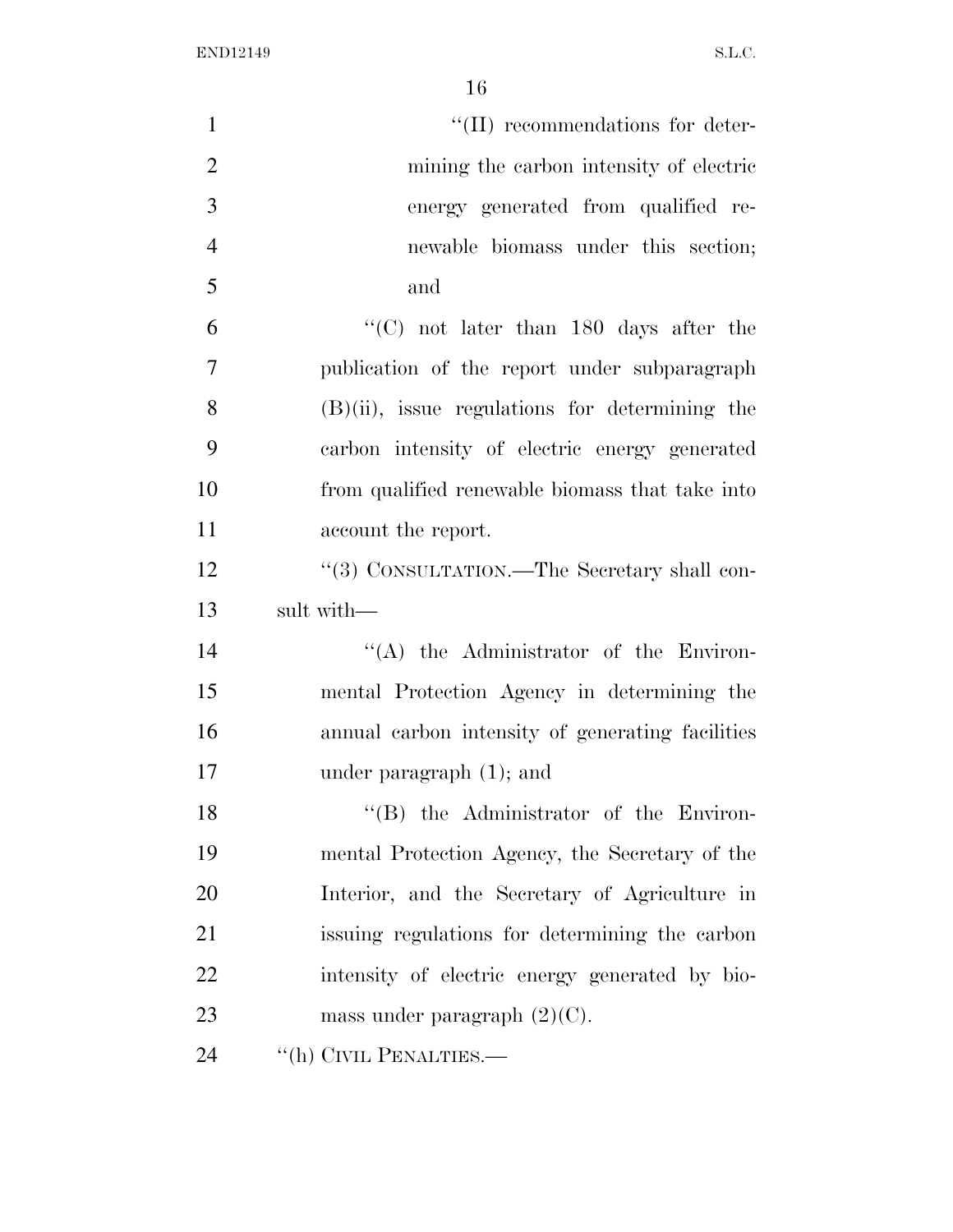''(II) recommendations for determining the carbon intensity of electric energy generated from qualified renewable biomass under this section; and

''(C) not later than 180 days after the publication of the report under subparagraph (B)(ii), issue regulations for determining the carbon intensity of electric energy generated from qualified renewable biomass that take into account the report.

''(3) CONSULTATION.—The Secretary shall consult with—

''(A) the Administrator of the Environmental Protection Agency in determining the annual carbon intensity of generating facilities under paragraph (1); and

''(B) the Administrator of the Environmental Protection Agency, the Secretary of the Interior, and the Secretary of Agriculture in issuing regulations for determining the carbon intensity of electric energy generated by biomass under paragraph (2)(C).

''(h) CIVIL PENALTIES.—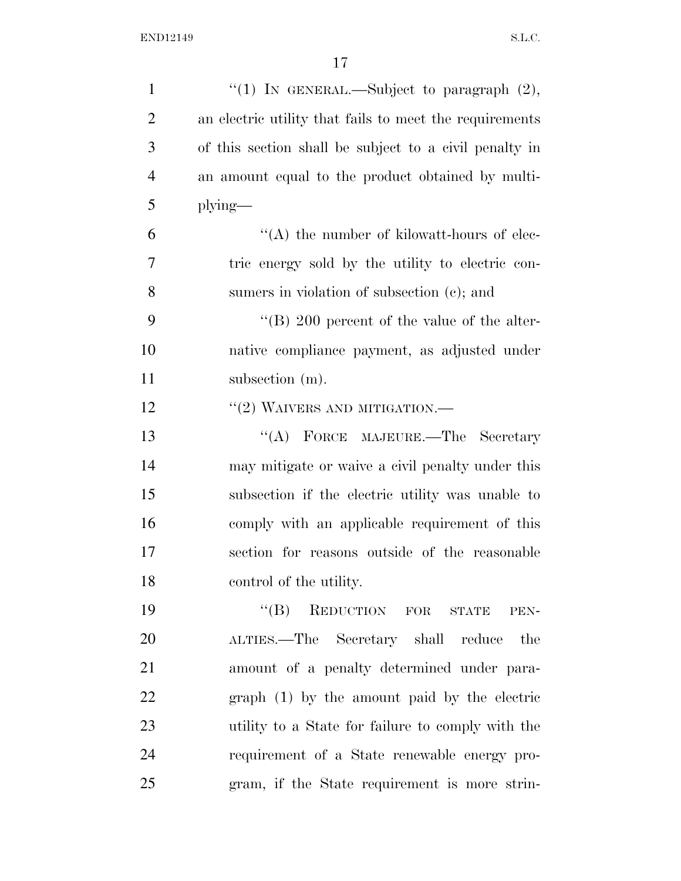"(1) IN GENERAL.—Subject to paragraph (2), an electric utility that fails to meet the requirements of this section shall be subject to a civil penalty in an amount equal to the product obtained by multiplying—

"(A) the number of kilowatt-hours of electric energy sold by the utility to electric consumers in violation of subsection (c); and

"(B) 200 percent of the value of the alternative compliance payment, as adjusted under subsection (m).

"(2) WAIVERS AND MITIGATION.—

"(A) FORCE MAJEURE.—The Secretary may mitigate or waive a civil penalty under this subsection if the electric utility was unable to comply with an applicable requirement of this section for reasons outside of the reasonable control of the utility.

"(B) REDUCTION FOR STATE PENALTIES.—The Secretary shall reduce the amount of a penalty determined under paragraph (1) by the amount paid by the electric utility to a State for failure to comply with the requirement of a State renewable energy program, if the State requirement is more strin-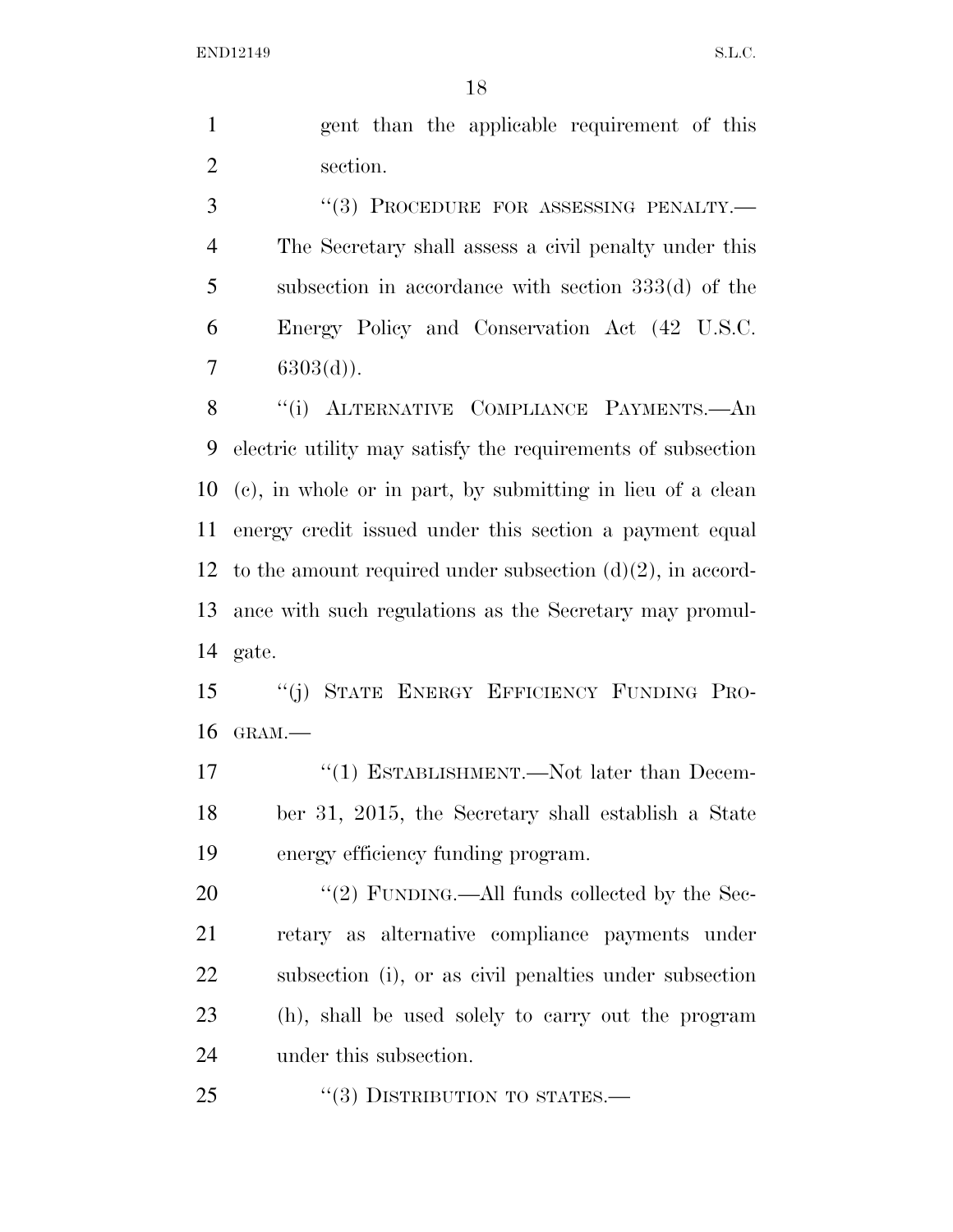gent than the applicable requirement of this section.

"(3) PROCEDURE FOR ASSESSING PENALTY.— The Secretary shall assess a civil penalty under this subsection in accordance with section 333(d) of the Energy Policy and Conservation Act (42 U.S.C. 6303(d)).

"(i) ALTERNATIVE COMPLIANCE PAYMENTS.—An electric utility may satisfy the requirements of subsection (c), in whole or in part, by submitting in lieu of a clean energy credit issued under this section a payment equal to the amount required under subsection (d)(2), in accordance with such regulations as the Secretary may promulgate.

"(j) STATE ENERGY EFFICIENCY FUNDING PROGRAM.—

"(1) ESTABLISHMENT.—Not later than December 31, 2015, the Secretary shall establish a State energy efficiency funding program.

"(2) FUNDING.—All funds collected by the Secretary as alternative compliance payments under subsection (i), or as civil penalties under subsection (h), shall be used solely to carry out the program under this subsection.

"(3) DISTRIBUTION TO STATES.—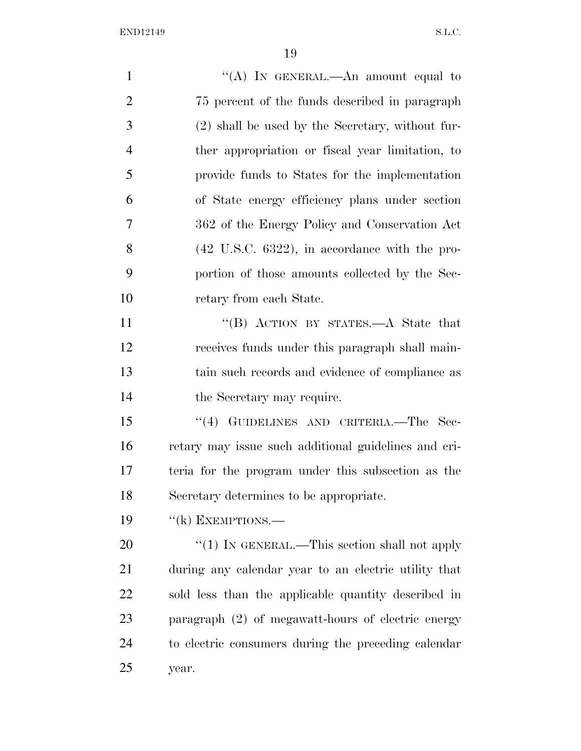"(A) IN GENERAL.—An amount equal to 75 percent of the funds described in paragraph (2) shall be used by the Secretary, without further appropriation or fiscal year limitation, to provide funds to States for the implementation of State energy efficiency plans under section 362 of the Energy Policy and Conservation Act (42 U.S.C. 6322), in accordance with the proportion of those amounts collected by the Secretary from each State.

"(B) ACTION BY STATES.—A State that receives funds under this paragraph shall maintain such records and evidence of compliance as the Secretary may require.

"(4) GUIDELINES AND CRITERIA.—The Secretary may issue such additional guidelines and criteria for the program under this subsection as the Secretary determines to be appropriate.

"(k) EXEMPTIONS.—

"(1) IN GENERAL.—This section shall not apply during any calendar year to an electric utility that sold less than the applicable quantity described in paragraph (2) of megawatt-hours of electric energy to electric consumers during the preceding calendar year.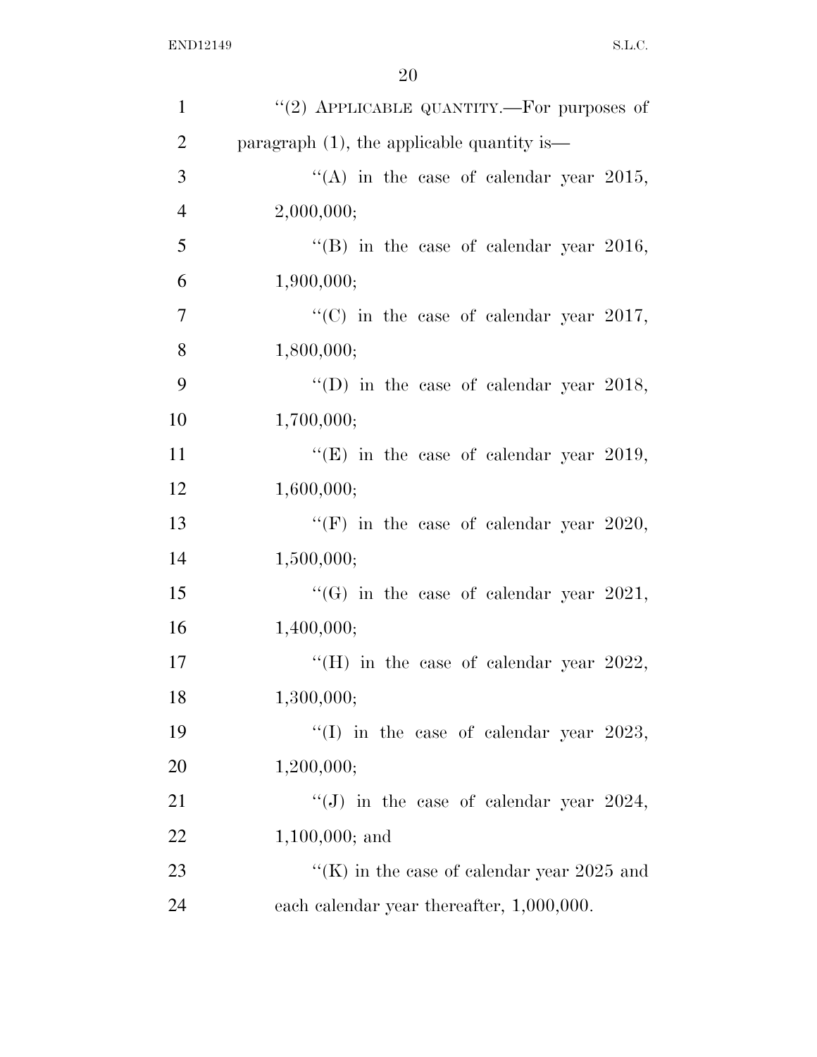''(2) APPLICABLE QUANTITY.—For purposes of paragraph (1), the applicable quantity is—

''(A) in the case of calendar year 2015, 2,000,000;

''(B) in the case of calendar year 2016, 1,900,000;

''(C) in the case of calendar year 2017, 1,800,000;

''(D) in the case of calendar year 2018, 1,700,000;

''(E) in the case of calendar year 2019, 1,600,000;

''(F) in the case of calendar year 2020, 1,500,000;

''(G) in the case of calendar year 2021, 1,400,000;

''(H) in the case of calendar year 2022, 1,300,000;

''(I) in the case of calendar year 2023, 1,200,000;

''(J) in the case of calendar year 2024, 1,100,000; and

''(K) in the case of calendar year 2025 and each calendar year thereafter, 1,000,000.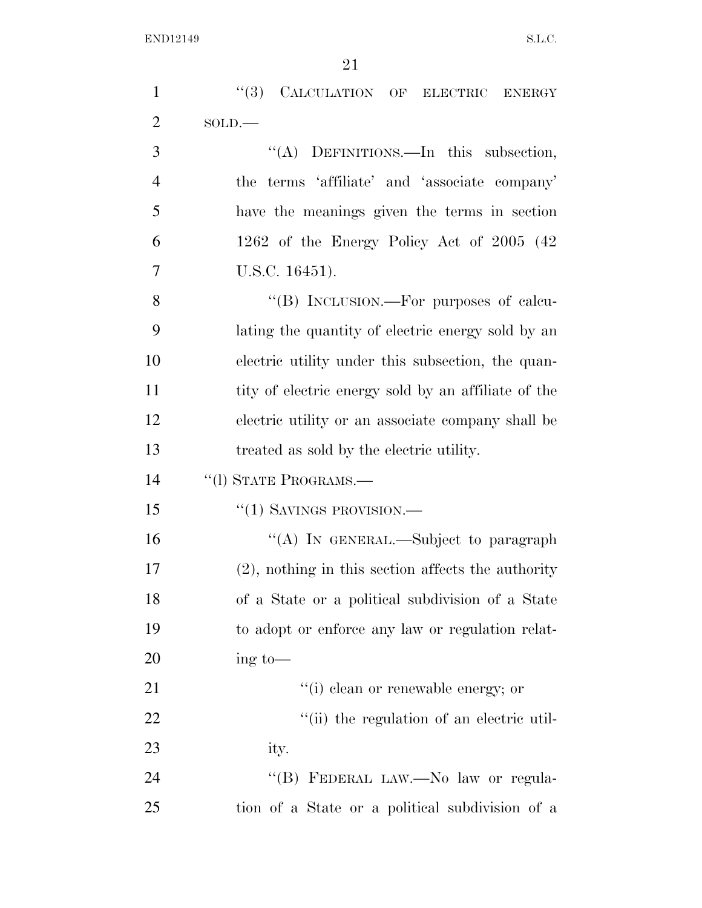"(3) CALCULATION OF ELECTRIC ENERGY SOLD.—

"(A) DEFINITIONS.—In this subsection, the terms 'affiliate' and 'associate company' have the meanings given the terms in section 1262 of the Energy Policy Act of 2005 (42 U.S.C. 16451).

"(B) INCLUSION.—For purposes of calculating the quantity of electric energy sold by an electric utility under this subsection, the quantity of electric energy sold by an affiliate of the electric utility or an associate company shall be treated as sold by the electric utility.

"(l) STATE PROGRAMS.—

"(1) SAVINGS PROVISION.—

"(A) IN GENERAL.—Subject to paragraph (2), nothing in this section affects the authority of a State or a political subdivision of a State to adopt or enforce any law or regulation relating to—

"(i) clean or renewable energy; or

"(ii) the regulation of an electric utility.

"(B) FEDERAL LAW.—No law or regulation of a State or a political subdivision of a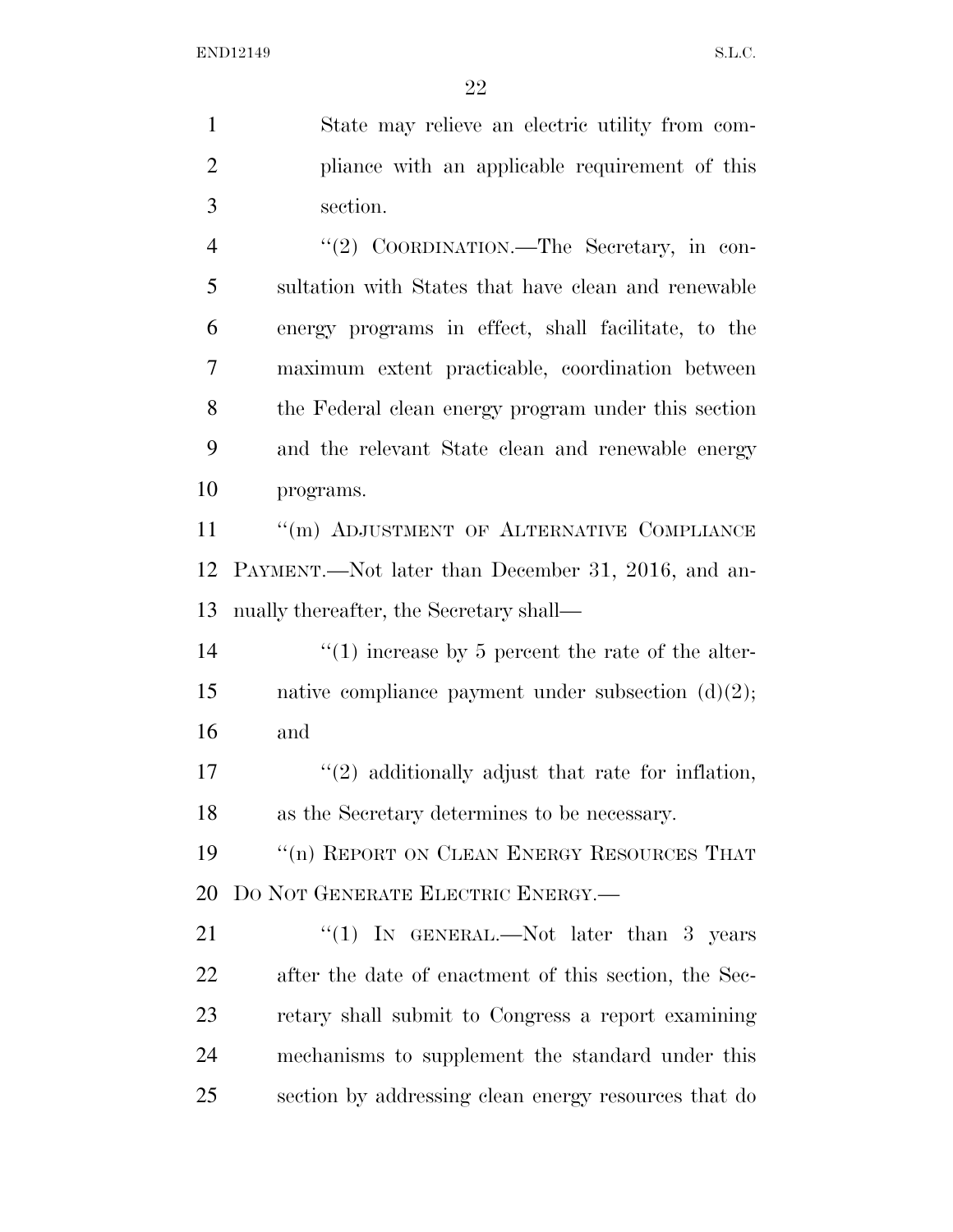State may relieve an electric utility from compliance with an applicable requirement of this section.

''(2) COORDINATION.—The Secretary, in consultation with States that have clean and renewable energy programs in effect, shall facilitate, to the maximum extent practicable, coordination between the Federal clean energy program under this section and the relevant State clean and renewable energy programs.

''(m) ADJUSTMENT OF ALTERNATIVE COMPLIANCE PAYMENT.—Not later than December 31, 2016, and annually thereafter, the Secretary shall—

''(1) increase by 5 percent the rate of the alternative compliance payment under subsection (d)(2); and

''(2) additionally adjust that rate for inflation, as the Secretary determines to be necessary.

''(n) REPORT ON CLEAN ENERGY RESOURCES THAT DO NOT GENERATE ELECTRIC ENERGY.—

''(1) IN GENERAL.—Not later than 3 years after the date of enactment of this section, the Secretary shall submit to Congress a report examining mechanisms to supplement the standard under this section by addressing clean energy resources that do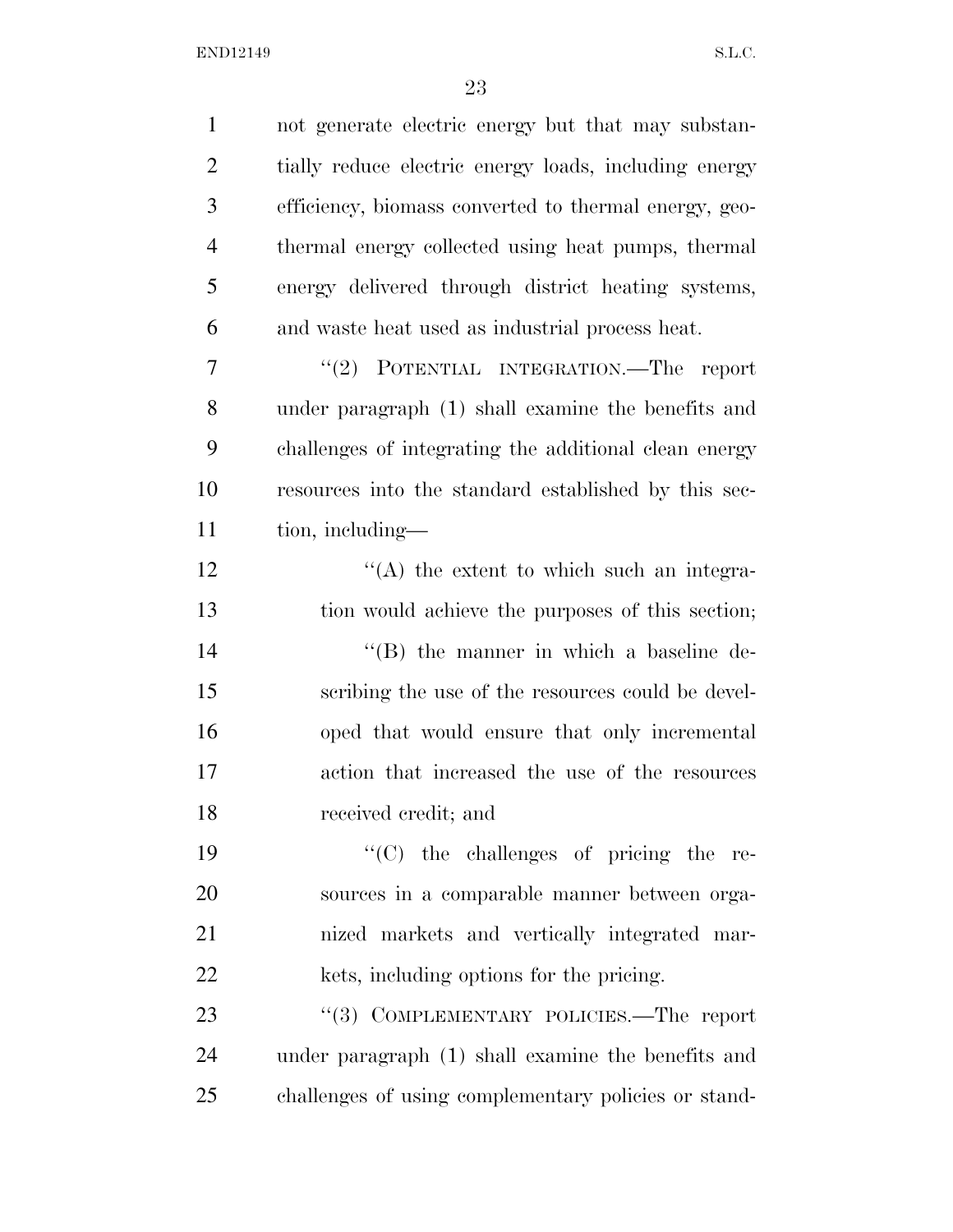not generate electric energy but that may substantially reduce electric energy loads, including energy efficiency, biomass converted to thermal energy, geothermal energy collected using heat pumps, thermal energy delivered through district heating systems, and waste heat used as industrial process heat.

''(2) POTENTIAL INTEGRATION.—The report under paragraph (1) shall examine the benefits and challenges of integrating the additional clean energy resources into the standard established by this section, including—

''(A) the extent to which such an integration would achieve the purposes of this section;

''(B) the manner in which a baseline describing the use of the resources could be developed that would ensure that only incremental action that increased the use of the resources received credit; and

''(C) the challenges of pricing the resources in a comparable manner between organized markets and vertically integrated markets, including options for the pricing.

''(3) COMPLEMENTARY POLICIES.—The report under paragraph (1) shall examine the benefits and challenges of using complementary policies or stand-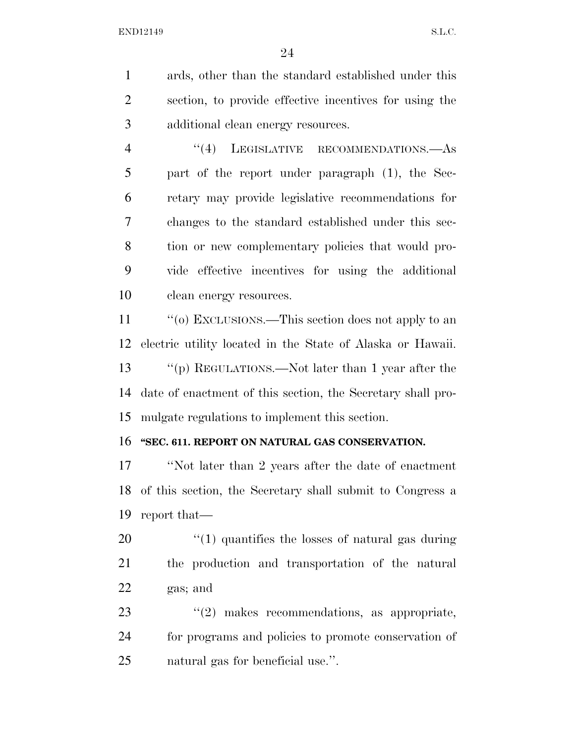ards, other than the standard established under this section, to provide effective incentives for using the additional clean energy resources.

"(4) LEGISLATIVE RECOMMENDATIONS.—As part of the report under paragraph (1), the Secretary may provide legislative recommendations for changes to the standard established under this section or new complementary policies that would provide effective incentives for using the additional clean energy resources.

"(o) EXCLUSIONS.—This section does not apply to an electric utility located in the State of Alaska or Hawaii.

"(p) REGULATIONS.—Not later than 1 year after the date of enactment of this section, the Secretary shall promulgate regulations to implement this section.

**"SEC. 611. REPORT ON NATURAL GAS CONSERVATION.**

"Not later than 2 years after the date of enactment of this section, the Secretary shall submit to Congress a report that—

"(1) quantifies the losses of natural gas during the production and transportation of the natural gas; and

"(2) makes recommendations, as appropriate, for programs and policies to promote conservation of natural gas for beneficial use.".